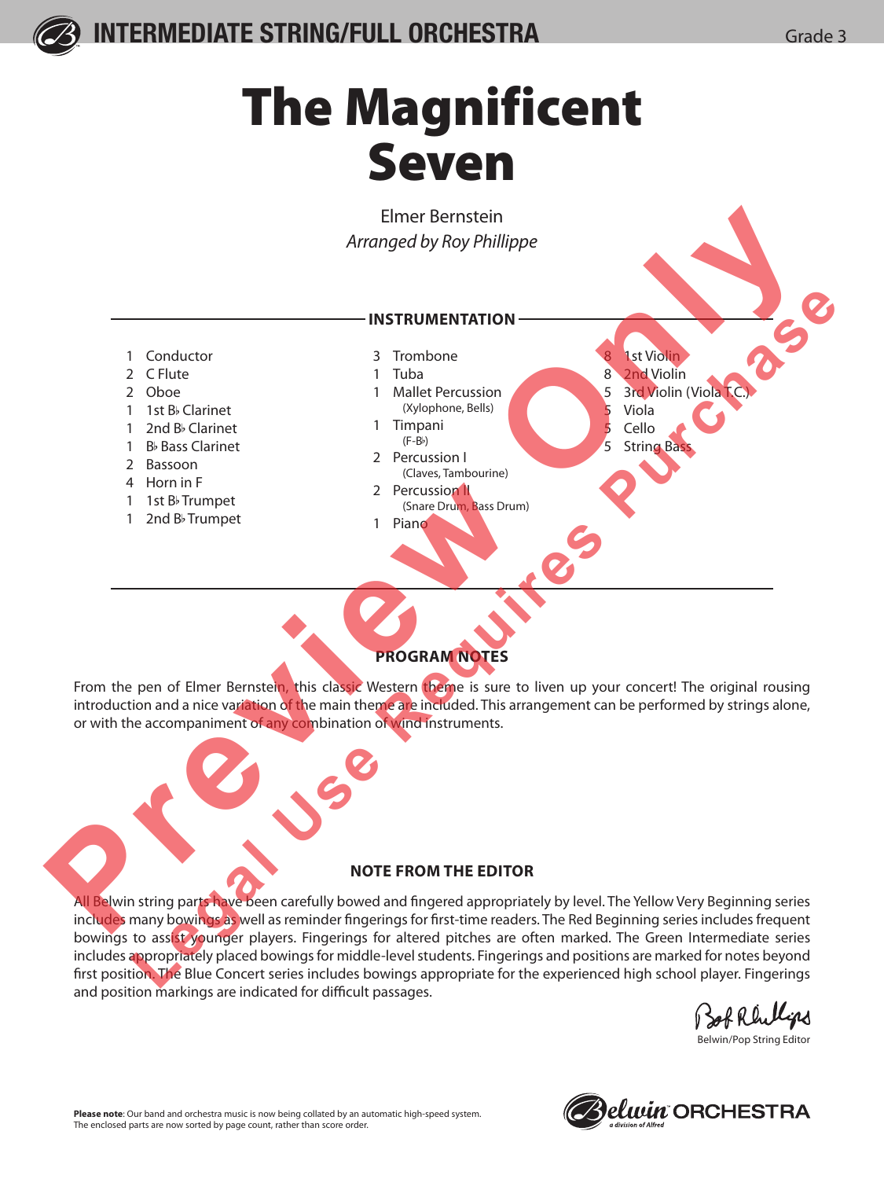INTERMEDIATE STRING/FULL ORCHESTRA

Grade 3

# The Magnificent Seven

Elmer Bernstein

*Arranged by Roy Phillippe*

## INSTRUMENTATION

- 1 Conductor
- 2 C Flute
- 2 Oboe
- 1 1st B♭ Clarinet
- 1 2nd B♭ Clarinet
- 1 B♭ Bass Clarinet
- 2 Bassoon
- 4 Horn in F
- 1 1st B♭ Trumpet
- 1 2nd B♭ Trumpet
- 3 Trombone
- 1 Tuba
- 1 Mallet Percussion (Xylophone, Bells)
- 1 Timpani (F-B♭)
- 2 Percussion I (Claves, Tambourine)
- 2 Percussion II (Snare Drum, Bass Drum)
- 1 Piano
- 8 1st Violin
- 8 2nd Violin
- 5 3rd Violin (Viola T.C.)
- 5 Viola
- 5 Cello
- 5 String Bass

## PROGRAM NOTES

From the pen of Elmer Bernstein, this classic Western theme is sure to liven up your concert! The original rousing introduction and a nice variation of the main theme are included. This arrangement can be performed by strings alone, or with the accompaniment of any combination of wind instruments.

## NOTE FROM THE EDITOR

All Belwin string parts have been carefully bowed and fingered appropriately by level. The Yellow Very Beginning series includes many bowings as well as reminder fingerings for first-time readers. The Red Beginning series includes frequent bowings to assist younger players. Fingerings for altered pitches are often marked. The Green Intermediate series includes appropriately placed bowings for middle-level students. Fingerings and positions are marked for notes beyond first position. The Blue Concert series includes bowings appropriate for the experienced high school player. Fingerings and position markings are indicated for difficult passages.

Bob Phillips
Belwin/Pop String Editor

**Please note**: Our band and orchestra music is now being collated by an automatic high-speed system. The enclosed parts are now sorted by page count, rather than score order.

Belwin ORCHESTRA
a division of Alfred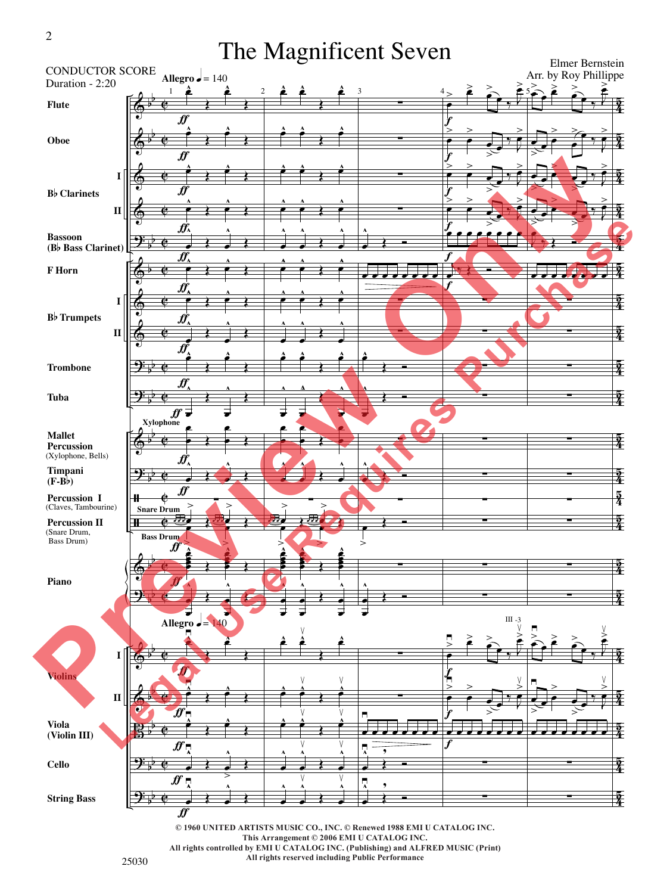# The Magnificent Seven

CONDUCTOR SCORE
Duration - 2:20

Elmer Bernstein
Arr. by Roy Phillippe

Allegro ♩= 140

Flute
Oboe
B♭ Clarinets I
B♭ Clarinets II
Bassoon (B♭ Bass Clarinet)
F Horn
B♭ Trumpets I
B♭ Trumpets II
Trombone
Tuba
Mallet Percussion (Xylophone, Bells)
Timpani (F-B♭)
Percussion I (Claves, Tambourine)
Percussion II (Snare Drum, Bass Drum)
Piano
Violins I
Violins II
Viola (Violin III)
Cello
String Bass

© 1960 UNITED ARTISTS MUSIC CO., INC. © Renewed 1988 EMI U CATALOG INC.
This Arrangement © 2006 EMI U CATALOG INC.
All rights controlled by EMI U CATALOG INC. (Publishing) and ALFRED MUSIC (Print)
All rights reserved including Public Performance

25030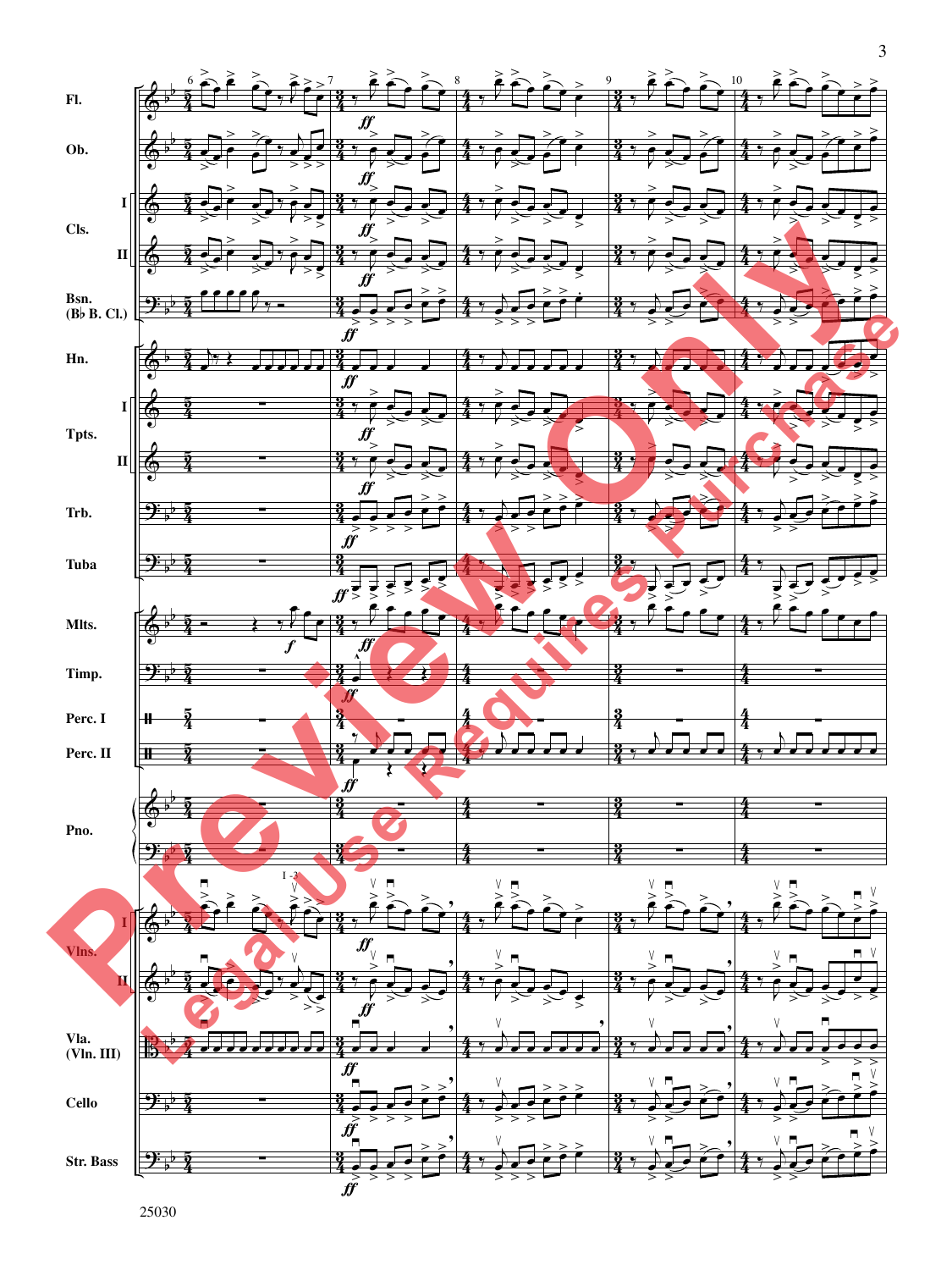Fl.

Ob.

Cls. I

Cls. II

Bsn. (B♭ B. Cl.)

Hn.

Tpts. I

Tpts. II

Trb.

Tuba

Mlts.

Timp.

Perc. I

Perc. II

Pno.

Vlns. I

Vlns. II

Vla. (Vln. III)

Cello

Str. Bass

25030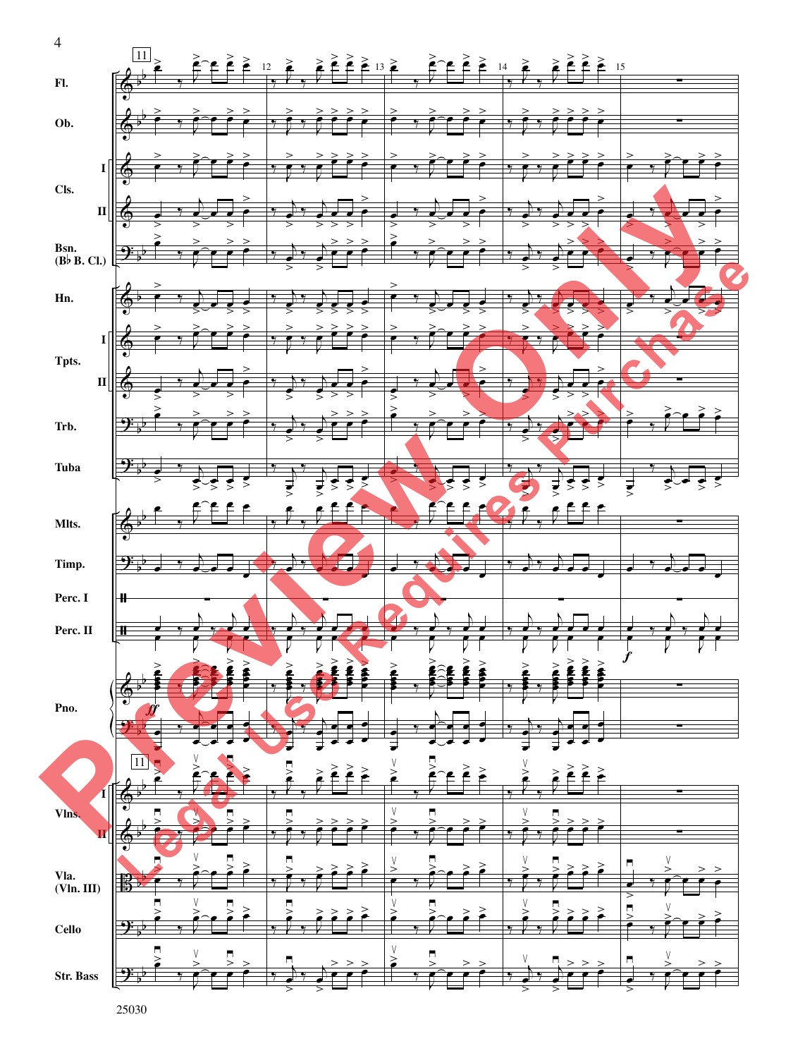11

Fl.

Ob.

Cls. I II

Bsn. (B♭ B. Cl.)

Hn.

Tpts. I II

Trb.

Tuba

Mlts.

Timp.

Perc. I

Perc. II

Pno.

*ff*

*f*

Vlns. I II

Vla. (Vln. III)

Cello

Str. Bass

12 13 14 15

25030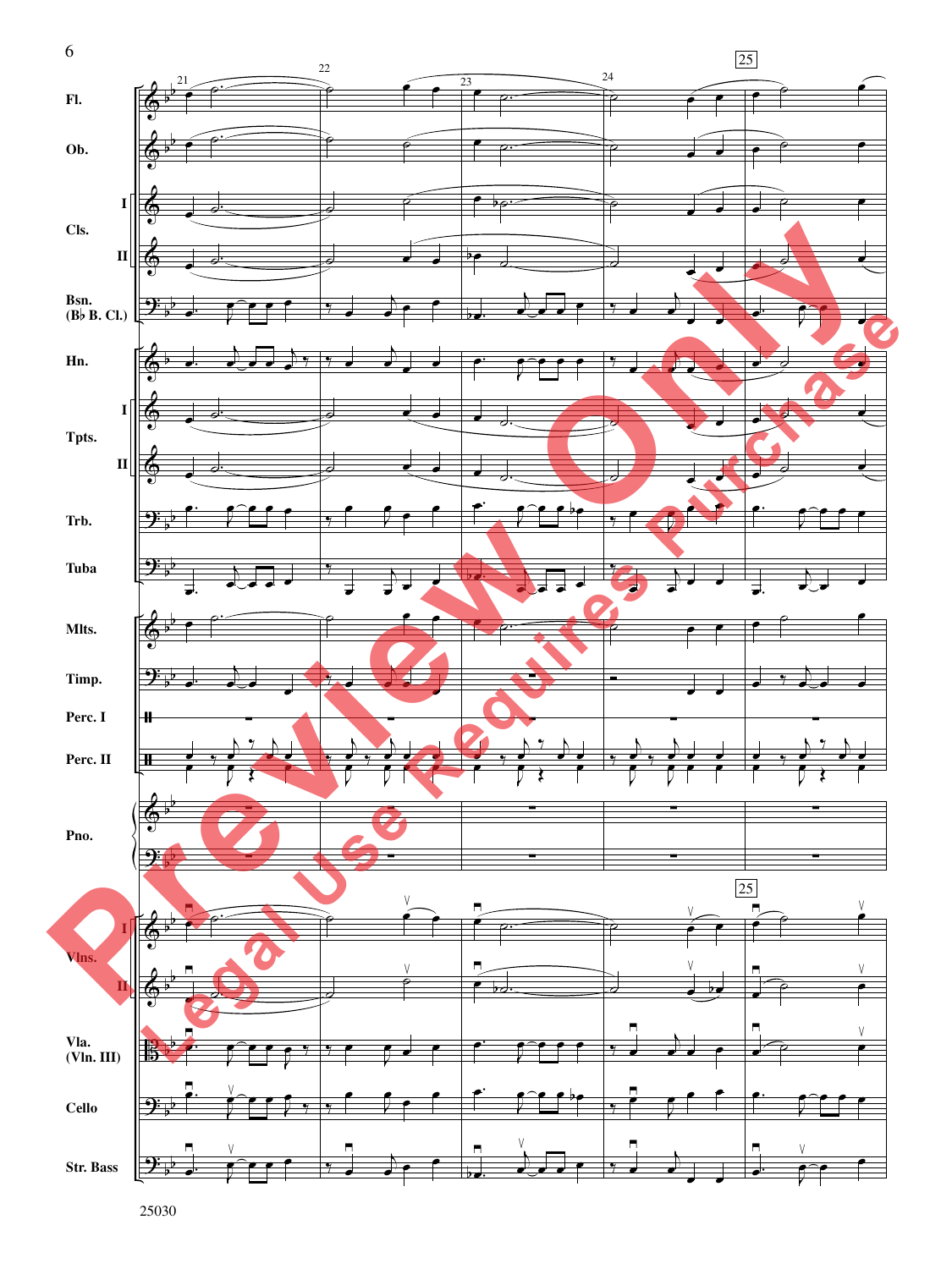Fl.

Ob.

Cls. I

Cls. II

Bsn. (B♭ B. Cl.)

Hn.

Tpts. I

Tpts. II

Trb.

Tuba

Mlts.

Timp.

Perc. I

Perc. II

Pno.

Vlns. I

Vlns. II

Vla. (Vln. III)

Cello

Str. Bass

25030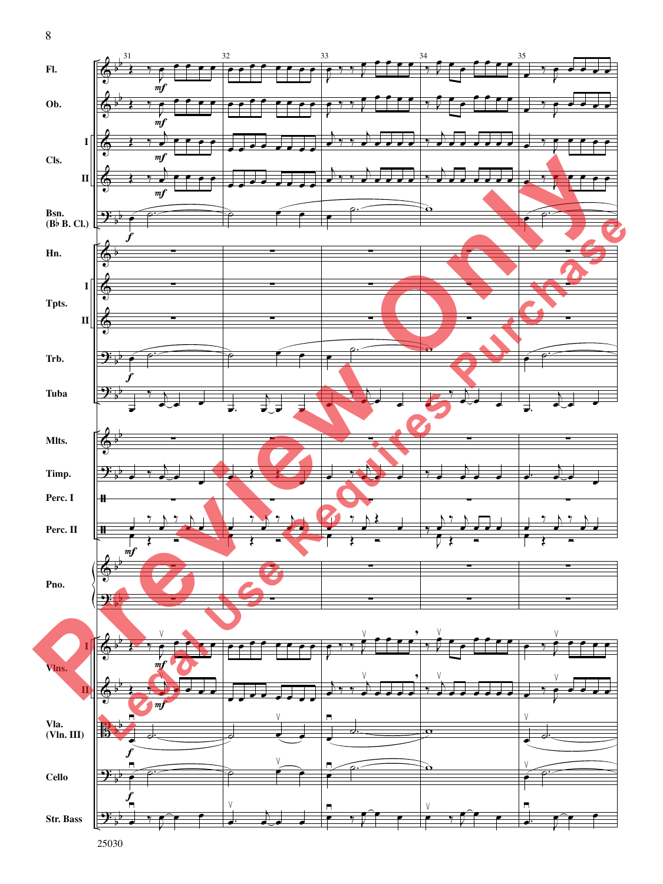Fl.

Ob.

Cls. I

Cls. II

Bsn. (B♭ B. Cl.)

Hn.

Tpts. I

Tpts. II

Trb.

Tuba

Mlts.

Timp.

Perc. I

Perc. II

Pno.

Vlns. I

Vlns. II

Vla. (Vln. III)

Cello

Str. Bass

Preview Only
Legal Use Requires Purchase

25030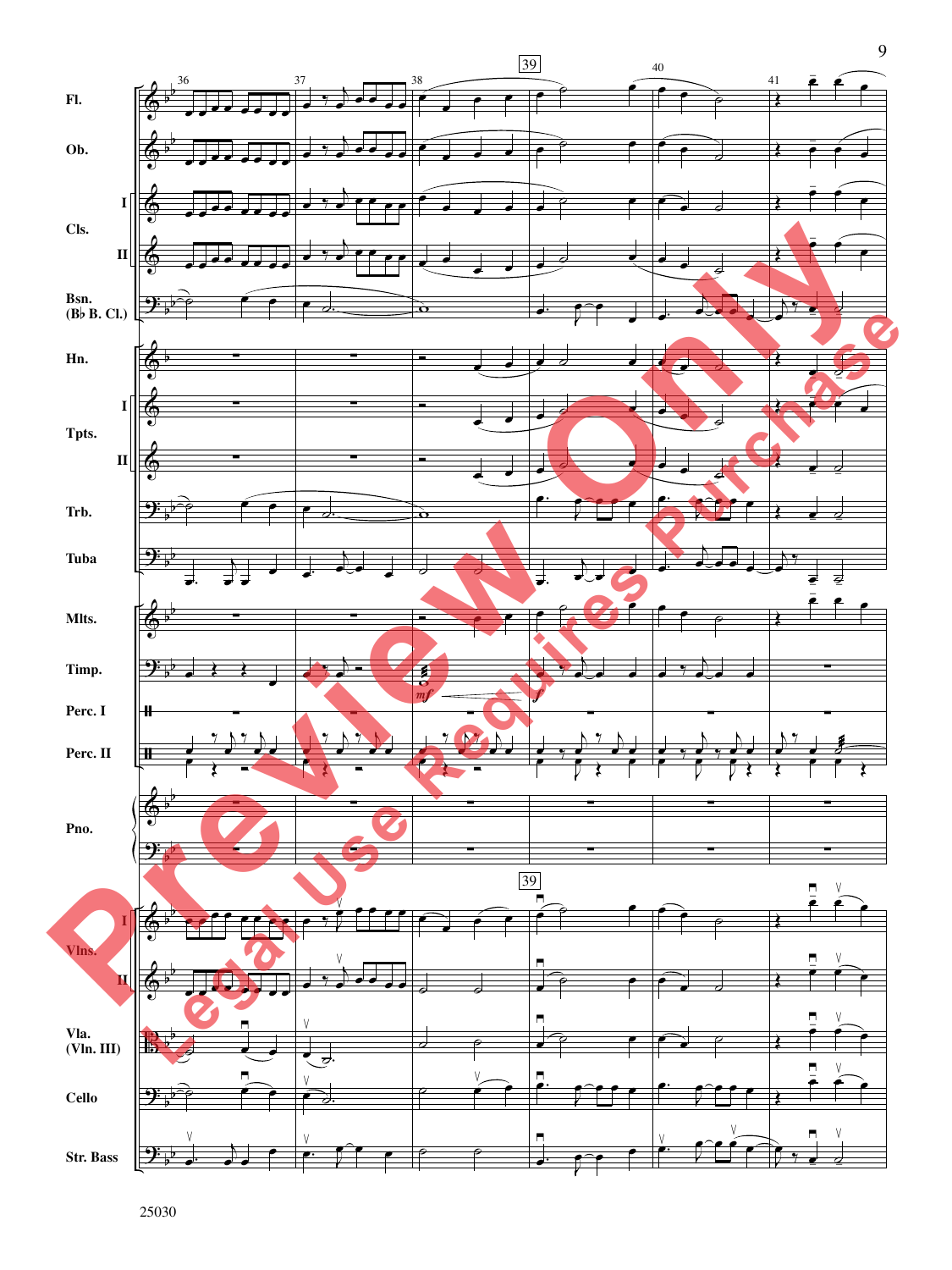Fl.

Ob.

Cls. I

Cls. II

Bsn. (B♭ B. Cl.)

Hn.

Tpts. I

Tpts. II

Trb.

Tuba

Mlts.

Timp.

Perc. I

Perc. II

Pno.

Vlns. I

Vlns. II

Vla. (Vln. III)

Cello

Str. Bass

36 37 38 39 40 41

*mf* *f*

25030

Preview Only

Legal Use Requires Purchase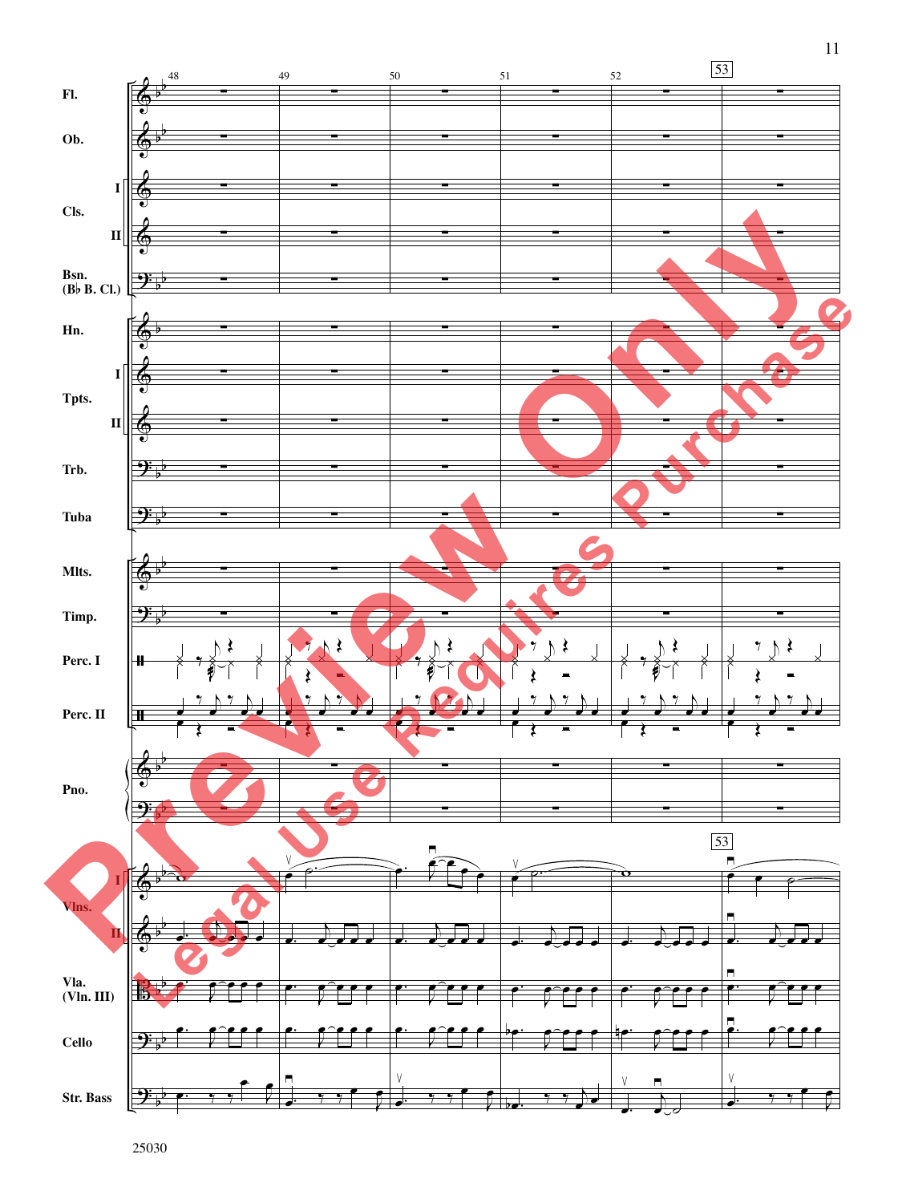Fl.

Ob.

Cls. I, II

Bsn. (B♭ B. Cl.)

Hn.

Tpts. I, II

Trb.

Tuba

Mlts.

Timp.

Perc. I

Perc. II

Pno.

Vlns. I, II

Vla. (Vln. III)

Cello

Str. Bass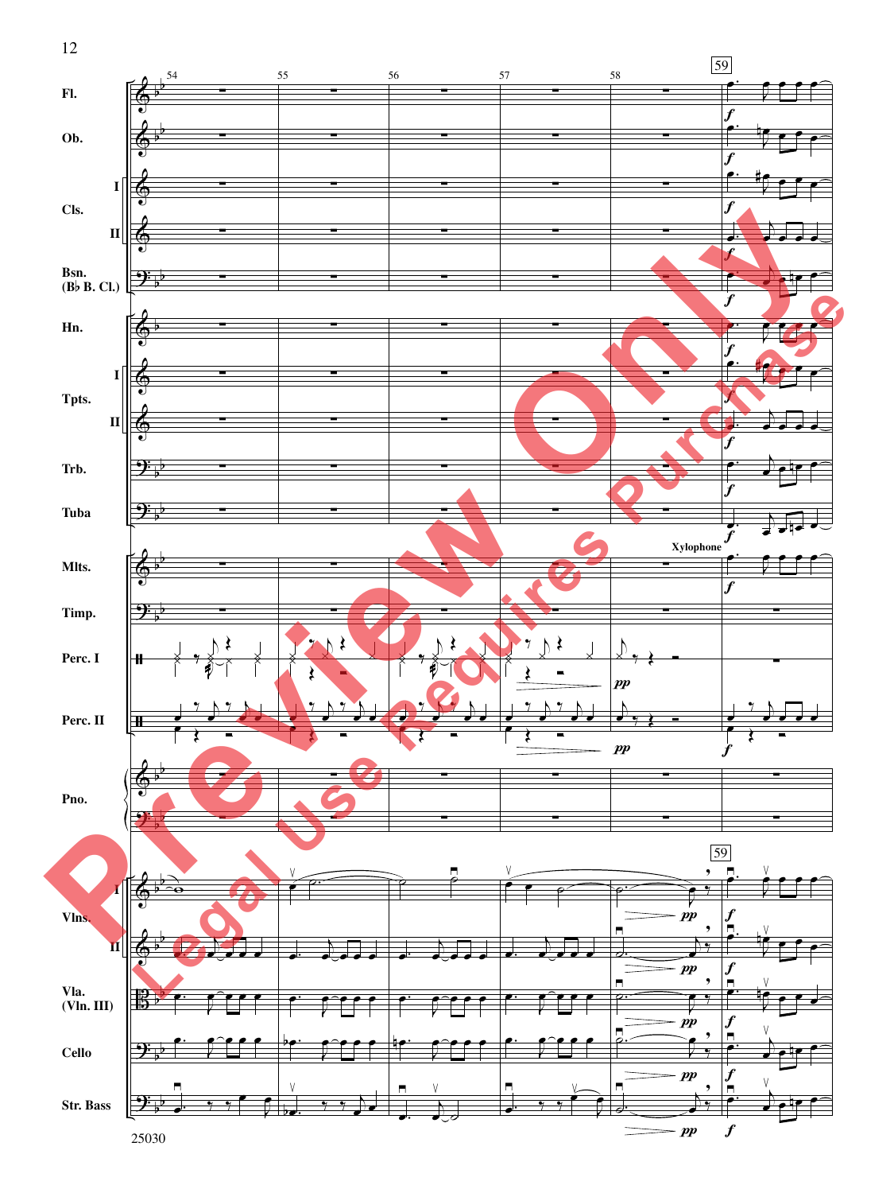Fl.

Ob.

Cls. I II

Bsn. (B♭ B. Cl.)

Hn.

Tpts. I II

Trb.

Tuba

Mlts.

Xylophone

Timp.

Perc. I

Perc. II

Pno.

Vlns. I II

Vla. (Vln. III)

Cello

Str. Bass

54 55 56 57 58 59

25030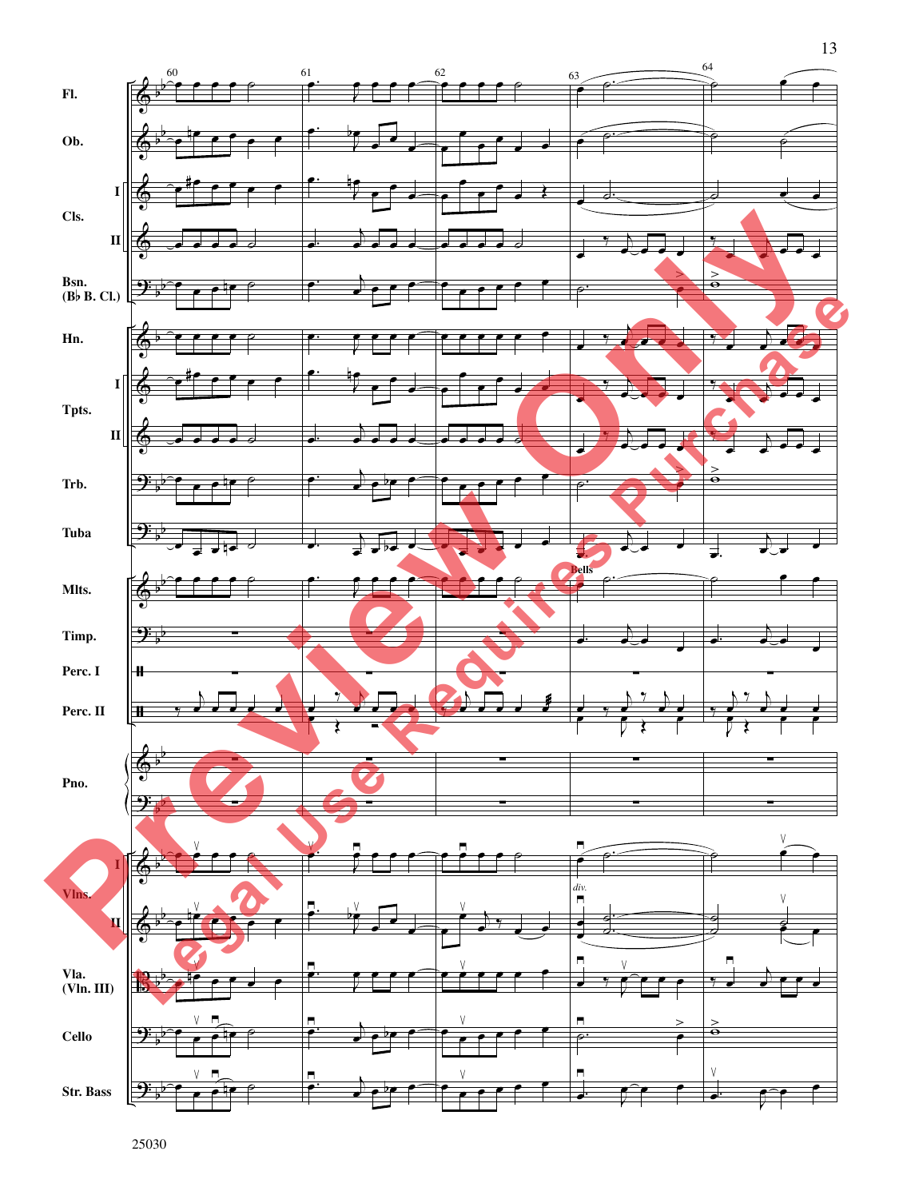Fl.

Ob.

Cls. I

Cls. II

Bsn. (B♭ B. Cl.)

Hn.

Tpts. I

Tpts. II

Trb.

Tuba

Mlts.

Bells

Timp.

Perc. I

Perc. II

Pno.

Vlns. I

Vlns. II

*div.*

Vla. (Vln. III)

Cello

Str. Bass

25030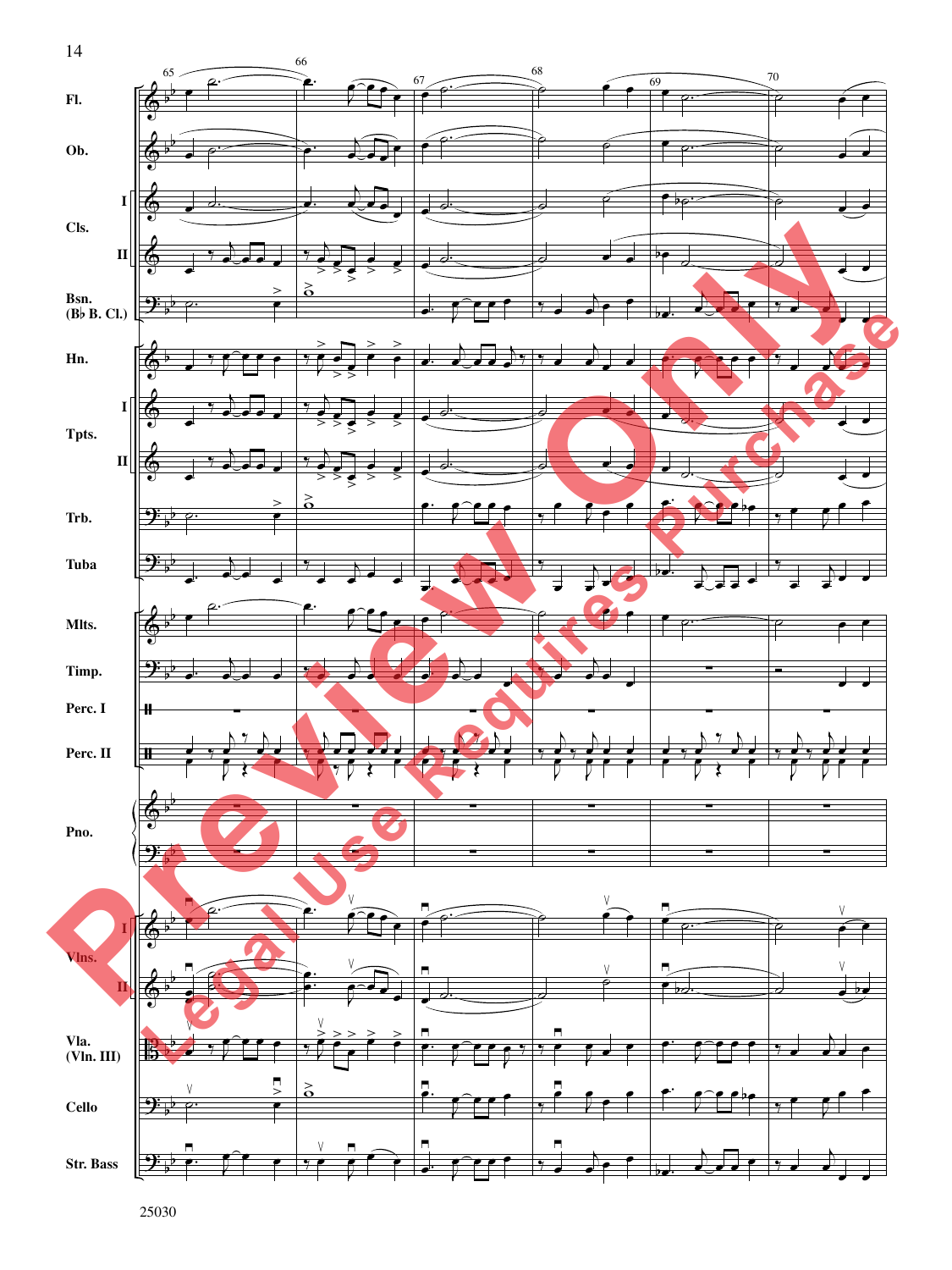Fl.

Ob.

Cls. I II

Bsn. (B♭ B. Cl.)

Hn.

Tpts. I II

Trb.

Tuba

Mlts.

Timp.

Perc. I

Perc. II

Pno.

Vlns. I II

Vla. (Vln. III)

Cello

Str. Bass

Preview Only

Legal Use Requires Purchase